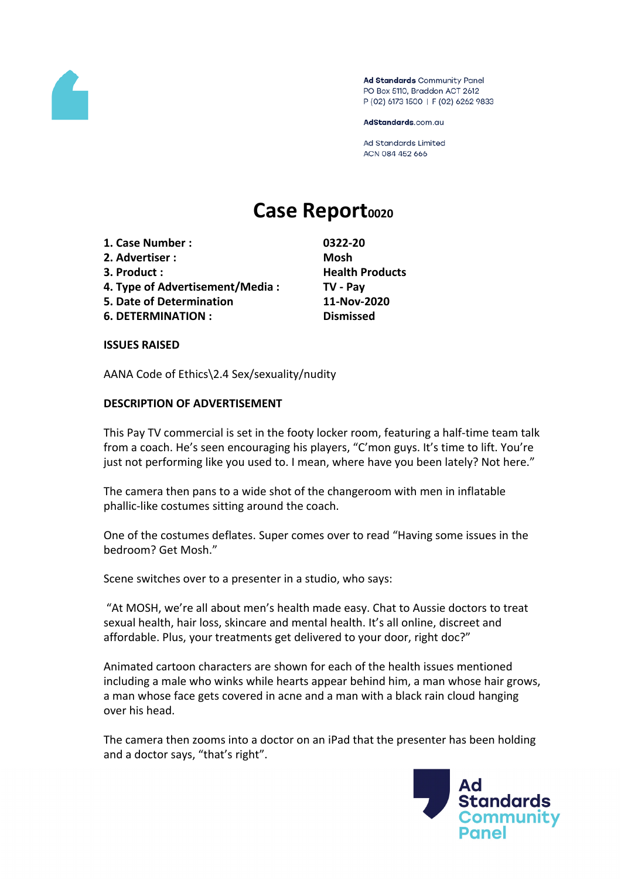Ad Standards Community Panel
PO Box 5110, Braddon ACT 2612
P (02) 6173 1500 | F (02) 6262 9833

AdStandards.com.au

Ad Standards Limited
ACN 084 452 666

# Case Report

| | |
|---|---|
| **1. Case Number :** | **0322-20** |
| **2. Advertiser :** | **Mosh** |
| **3. Product :** | **Health Products** |
| **4. Type of Advertisement/Media :** | **TV - Pay** |
| **5. Date of Determination** | **11-Nov-2020** |
| **6. DETERMINATION :** | **Dismissed** |

**ISSUES RAISED**

AANA Code of Ethics\2.4 Sex/sexuality/nudity

**DESCRIPTION OF ADVERTISEMENT**

This Pay TV commercial is set in the footy locker room, featuring a half-time team talk from a coach. He's seen encouraging his players, "C'mon guys. It's time to lift. You're just not performing like you used to. I mean, where have you been lately? Not here."

The camera then pans to a wide shot of the changeroom with men in inflatable phallic-like costumes sitting around the coach.

One of the costumes deflates. Super comes over to read "Having some issues in the bedroom? Get Mosh."

Scene switches over to a presenter in a studio, who says:

"At MOSH, we're all about men's health made easy. Chat to Aussie doctors to treat sexual health, hair loss, skincare and mental health. It's all online, discreet and affordable. Plus, your treatments get delivered to your door, right doc?"

Animated cartoon characters are shown for each of the health issues mentioned including a male who winks while hearts appear behind him, a man whose hair grows, a man whose face gets covered in acne and a man with a black rain cloud hanging over his head.

The camera then zooms into a doctor on an iPad that the presenter has been holding and a doctor says, "that's right".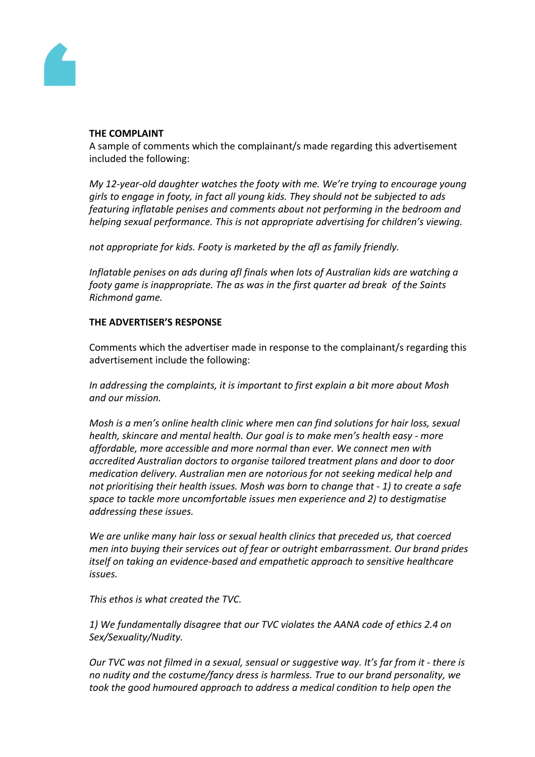**THE COMPLAINT**

A sample of comments which the complainant/s made regarding this advertisement included the following:

*My 12-year-old daughter watches the footy with me. We're trying to encourage young girls to engage in footy, in fact all young kids. They should not be subjected to ads featuring inflatable penises and comments about not performing in the bedroom and helping sexual performance. This is not appropriate advertising for children's viewing.*

*not appropriate for kids. Footy is marketed by the afl as family friendly.*

*Inflatable penises on ads during afl finals when lots of Australian kids are watching a footy game is inappropriate. The as was in the first quarter ad break of the Saints Richmond game.*

**THE ADVERTISER'S RESPONSE**

Comments which the advertiser made in response to the complainant/s regarding this advertisement include the following:

*In addressing the complaints, it is important to first explain a bit more about Mosh and our mission.*

*Mosh is a men's online health clinic where men can find solutions for hair loss, sexual health, skincare and mental health. Our goal is to make men's health easy - more affordable, more accessible and more normal than ever. We connect men with accredited Australian doctors to organise tailored treatment plans and door to door medication delivery. Australian men are notorious for not seeking medical help and not prioritising their health issues. Mosh was born to change that - 1) to create a safe space to tackle more uncomfortable issues men experience and 2) to destigmatise addressing these issues.*

*We are unlike many hair loss or sexual health clinics that preceded us, that coerced men into buying their services out of fear or outright embarrassment. Our brand prides itself on taking an evidence-based and empathetic approach to sensitive healthcare issues.*

*This ethos is what created the TVC.*

*1) We fundamentally disagree that our TVC violates the AANA code of ethics 2.4 on Sex/Sexuality/Nudity.*

*Our TVC was not filmed in a sexual, sensual or suggestive way. It's far from it - there is no nudity and the costume/fancy dress is harmless. True to our brand personality, we took the good humoured approach to address a medical condition to help open the*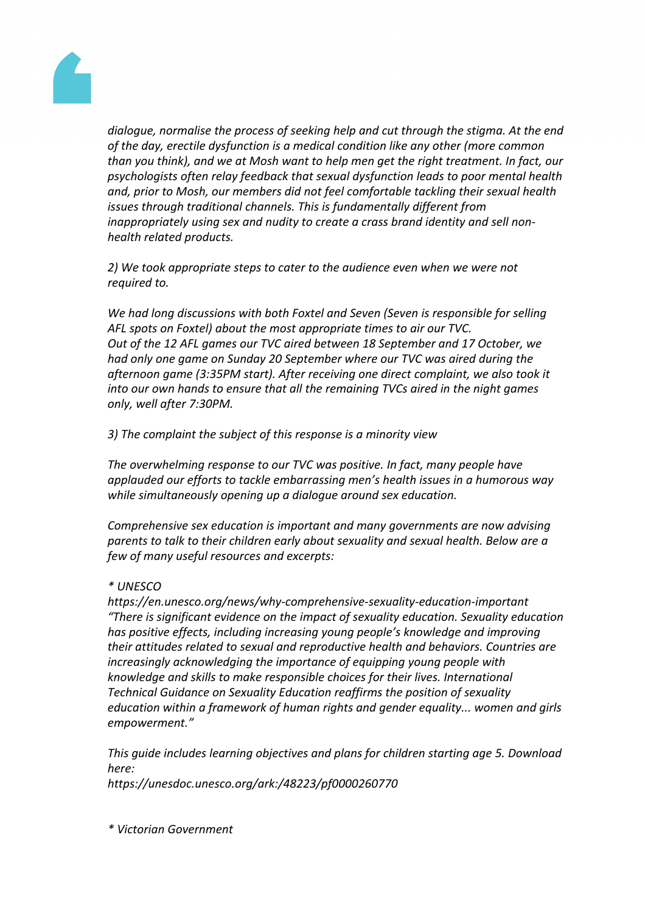*dialogue, normalise the process of seeking help and cut through the stigma. At the end of the day, erectile dysfunction is a medical condition like any other (more common than you think), and we at Mosh want to help men get the right treatment. In fact, our psychologists often relay feedback that sexual dysfunction leads to poor mental health and, prior to Mosh, our members did not feel comfortable tackling their sexual health issues through traditional channels. This is fundamentally different from inappropriately using sex and nudity to create a crass brand identity and sell non-health related products.*

*2) We took appropriate steps to cater to the audience even when we were not required to.*

*We had long discussions with both Foxtel and Seven (Seven is responsible for selling AFL spots on Foxtel) about the most appropriate times to air our TVC. Out of the 12 AFL games our TVC aired between 18 September and 17 October, we had only one game on Sunday 20 September where our TVC was aired during the afternoon game (3:35PM start). After receiving one direct complaint, we also took it into our own hands to ensure that all the remaining TVCs aired in the night games only, well after 7:30PM.*

*3) The complaint the subject of this response is a minority view*

*The overwhelming response to our TVC was positive. In fact, many people have applauded our efforts to tackle embarrassing men's health issues in a humorous way while simultaneously opening up a dialogue around sex education.*

*Comprehensive sex education is important and many governments are now advising parents to talk to their children early about sexuality and sexual health. Below are a few of many useful resources and excerpts:*

*\* UNESCO*
*https://en.unesco.org/news/why-comprehensive-sexuality-education-important*
*"There is significant evidence on the impact of sexuality education. Sexuality education has positive effects, including increasing young people's knowledge and improving their attitudes related to sexual and reproductive health and behaviors. Countries are increasingly acknowledging the importance of equipping young people with knowledge and skills to make responsible choices for their lives. International Technical Guidance on Sexuality Education reaffirms the position of sexuality education within a framework of human rights and gender equality... women and girls empowerment."*

*This guide includes learning objectives and plans for children starting age 5. Download here:*
*https://unesdoc.unesco.org/ark:/48223/pf0000260770*

*\* Victorian Government*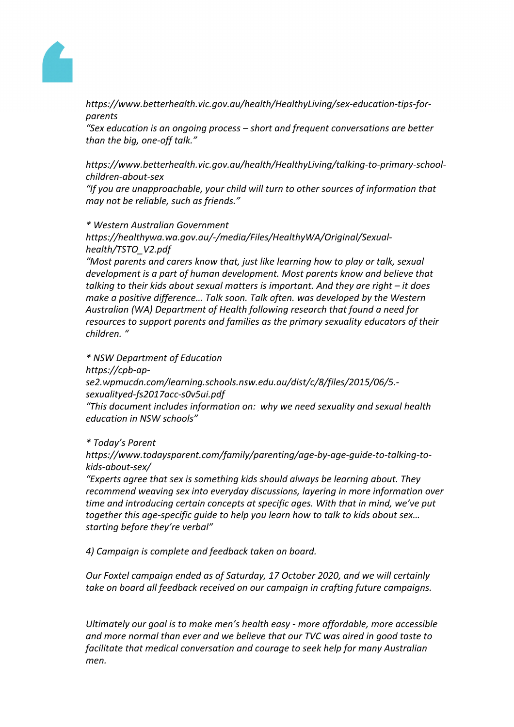*https://www.betterhealth.vic.gov.au/health/HealthyLiving/sex-education-tips-for-parents*
*"Sex education is an ongoing process – short and frequent conversations are better than the big, one-off talk."*

*https://www.betterhealth.vic.gov.au/health/HealthyLiving/talking-to-primary-school-children-about-sex*
*"If you are unapproachable, your child will turn to other sources of information that may not be reliable, such as friends."*

** Western Australian Government*
*https://healthywa.wa.gov.au/-/media/Files/HealthyWA/Original/Sexual-health/TSTO_V2.pdf*
*"Most parents and carers know that, just like learning how to play or talk, sexual development is a part of human development. Most parents know and believe that talking to their kids about sexual matters is important. And they are right – it does make a positive difference… Talk soon. Talk often. was developed by the Western Australian (WA) Department of Health following research that found a need for resources to support parents and families as the primary sexuality educators of their children. "*

** NSW Department of Education*
*https://cpb-ap-se2.wpmucdn.com/learning.schools.nsw.edu.au/dist/c/8/files/2015/06/5.-sexualityed-fs2017acc-s0v5ui.pdf*
*"This document includes information on: why we need sexuality and sexual health education in NSW schools"*

** Today's Parent*
*https://www.todaysparent.com/family/parenting/age-by-age-guide-to-talking-to-kids-about-sex/*
*"Experts agree that sex is something kids should always be learning about. They recommend weaving sex into everyday discussions, layering in more information over time and introducing certain concepts at specific ages. With that in mind, we've put together this age-specific guide to help you learn how to talk to kids about sex… starting before they're verbal"*

*4) Campaign is complete and feedback taken on board.*

*Our Foxtel campaign ended as of Saturday, 17 October 2020, and we will certainly take on board all feedback received on our campaign in crafting future campaigns.*

*Ultimately our goal is to make men's health easy - more affordable, more accessible and more normal than ever and we believe that our TVC was aired in good taste to facilitate that medical conversation and courage to seek help for many Australian men.*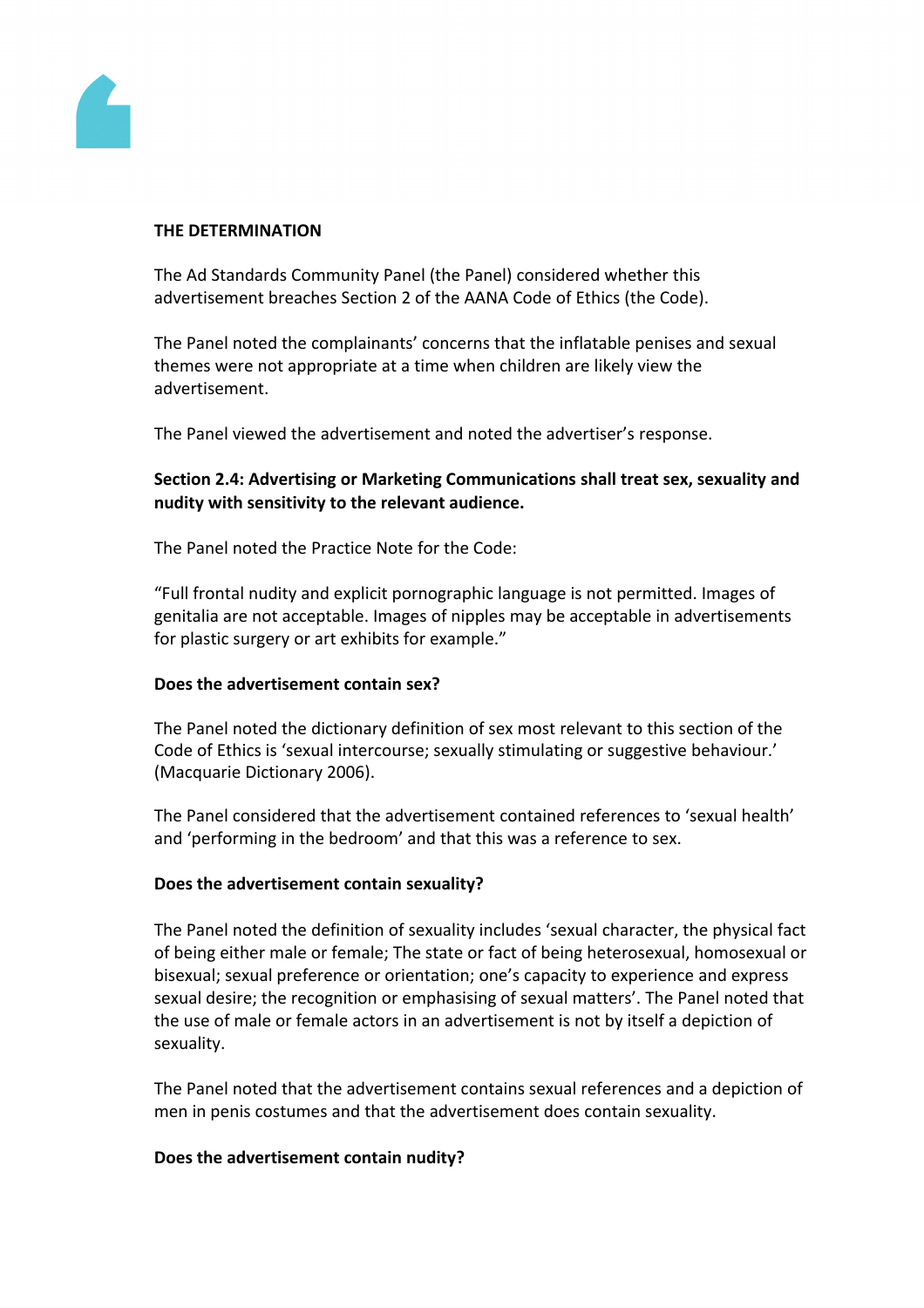**THE DETERMINATION**

The Ad Standards Community Panel (the Panel) considered whether this advertisement breaches Section 2 of the AANA Code of Ethics (the Code).

The Panel noted the complainants' concerns that the inflatable penises and sexual themes were not appropriate at a time when children are likely view the advertisement.

The Panel viewed the advertisement and noted the advertiser's response.

**Section 2.4: Advertising or Marketing Communications shall treat sex, sexuality and nudity with sensitivity to the relevant audience.**

The Panel noted the Practice Note for the Code:

"Full frontal nudity and explicit pornographic language is not permitted. Images of genitalia are not acceptable. Images of nipples may be acceptable in advertisements for plastic surgery or art exhibits for example."

**Does the advertisement contain sex?**

The Panel noted the dictionary definition of sex most relevant to this section of the Code of Ethics is 'sexual intercourse; sexually stimulating or suggestive behaviour.' (Macquarie Dictionary 2006).

The Panel considered that the advertisement contained references to 'sexual health' and 'performing in the bedroom' and that this was a reference to sex.

**Does the advertisement contain sexuality?**

The Panel noted the definition of sexuality includes 'sexual character, the physical fact of being either male or female; The state or fact of being heterosexual, homosexual or bisexual; sexual preference or orientation; one's capacity to experience and express sexual desire; the recognition or emphasising of sexual matters'. The Panel noted that the use of male or female actors in an advertisement is not by itself a depiction of sexuality.

The Panel noted that the advertisement contains sexual references and a depiction of men in penis costumes and that the advertisement does contain sexuality.

**Does the advertisement contain nudity?**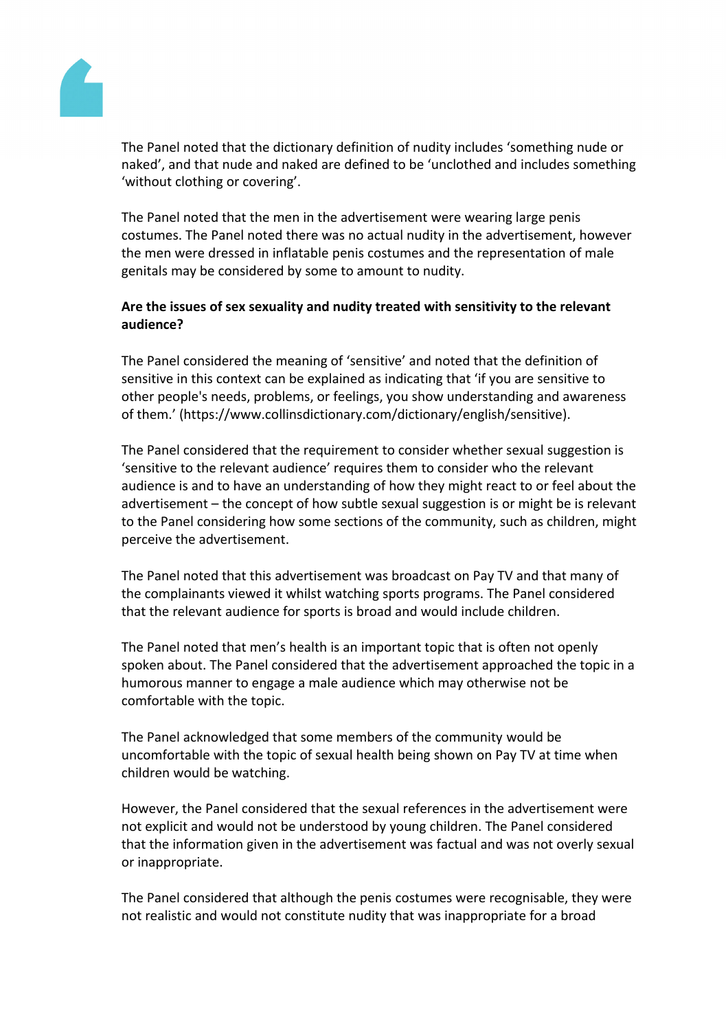The Panel noted that the dictionary definition of nudity includes 'something nude or naked', and that nude and naked are defined to be 'unclothed and includes something 'without clothing or covering'.

The Panel noted that the men in the advertisement were wearing large penis costumes. The Panel noted there was no actual nudity in the advertisement, however the men were dressed in inflatable penis costumes and the representation of male genitals may be considered by some to amount to nudity.

**Are the issues of sex sexuality and nudity treated with sensitivity to the relevant audience?**

The Panel considered the meaning of 'sensitive' and noted that the definition of sensitive in this context can be explained as indicating that 'if you are sensitive to other people's needs, problems, or feelings, you show understanding and awareness of them.' (https://www.collinsdictionary.com/dictionary/english/sensitive).

The Panel considered that the requirement to consider whether sexual suggestion is 'sensitive to the relevant audience' requires them to consider who the relevant audience is and to have an understanding of how they might react to or feel about the advertisement – the concept of how subtle sexual suggestion is or might be is relevant to the Panel considering how some sections of the community, such as children, might perceive the advertisement.

The Panel noted that this advertisement was broadcast on Pay TV and that many of the complainants viewed it whilst watching sports programs. The Panel considered that the relevant audience for sports is broad and would include children.

The Panel noted that men's health is an important topic that is often not openly spoken about. The Panel considered that the advertisement approached the topic in a humorous manner to engage a male audience which may otherwise not be comfortable with the topic.

The Panel acknowledged that some members of the community would be uncomfortable with the topic of sexual health being shown on Pay TV at time when children would be watching.

However, the Panel considered that the sexual references in the advertisement were not explicit and would not be understood by young children. The Panel considered that the information given in the advertisement was factual and was not overly sexual or inappropriate.

The Panel considered that although the penis costumes were recognisable, they were not realistic and would not constitute nudity that was inappropriate for a broad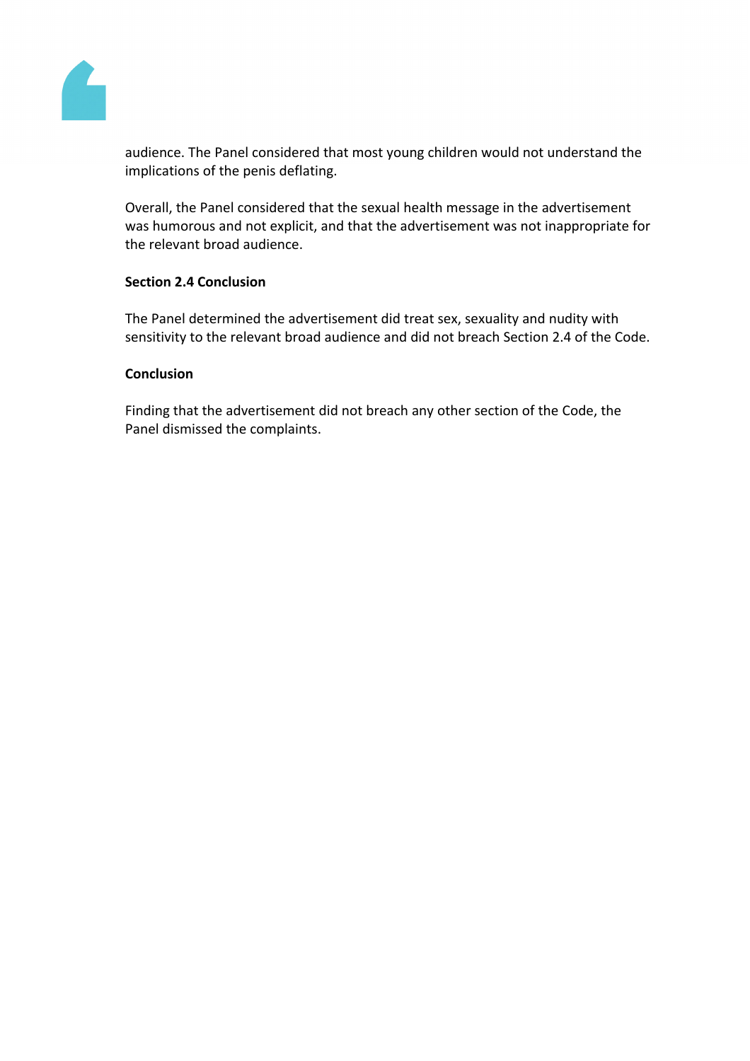audience. The Panel considered that most young children would not understand the implications of the penis deflating.

Overall, the Panel considered that the sexual health message in the advertisement was humorous and not explicit, and that the advertisement was not inappropriate for the relevant broad audience.

**Section 2.4 Conclusion**

The Panel determined the advertisement did treat sex, sexuality and nudity with sensitivity to the relevant broad audience and did not breach Section 2.4 of the Code.

**Conclusion**

Finding that the advertisement did not breach any other section of the Code, the Panel dismissed the complaints.